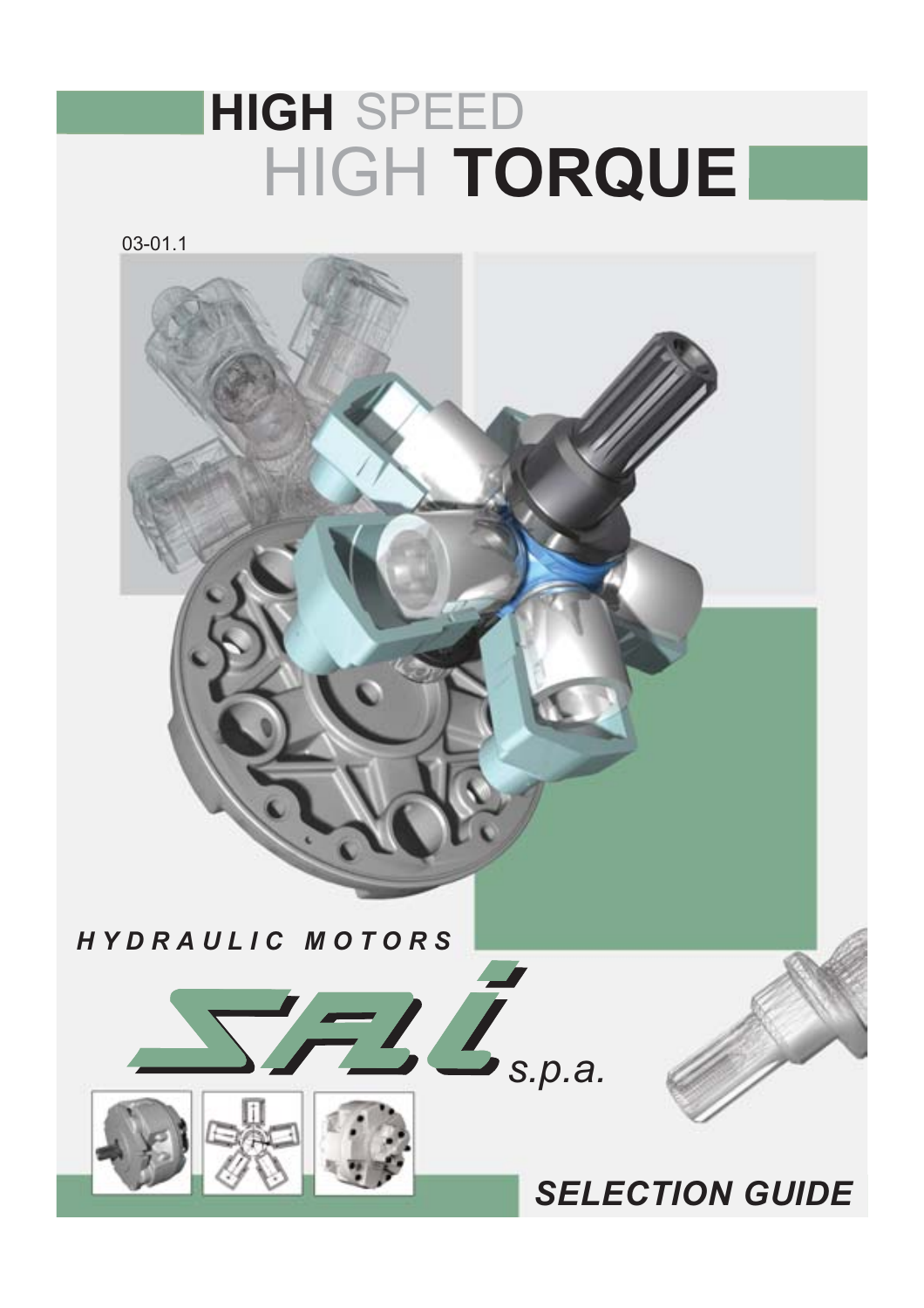# HIGH SPEED HIGH TORQUE

03-01.1

*HYDRAULIC MOTORS*

SAI *s.p.a.*

## *SELECTION GUIDE*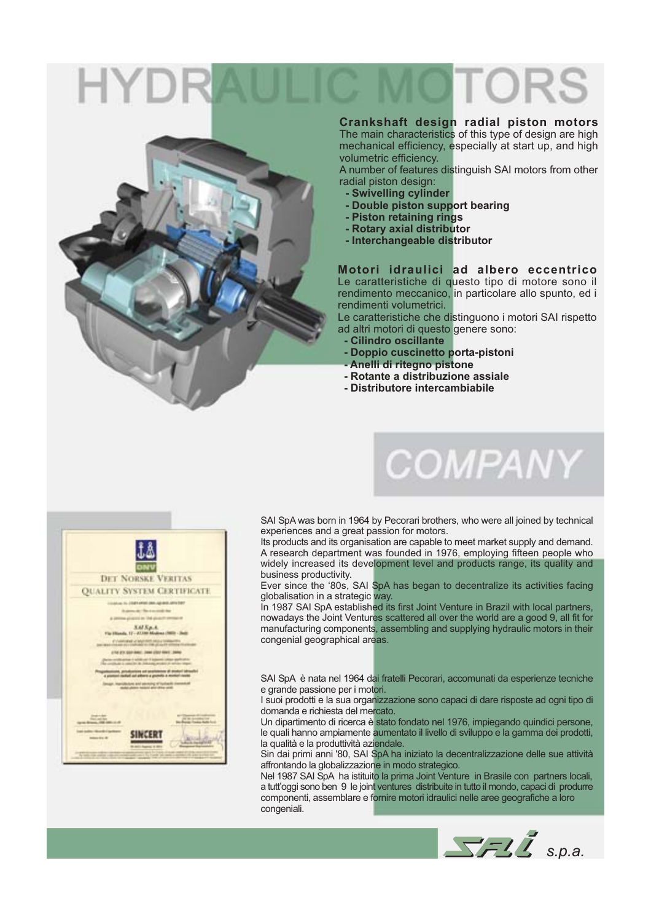# HYDRAULIC MOTORS

### Crankshaft design radial piston motors

The main characteristics of this type of design are high mechanical efficiency, especially at start up, and high volumetric efficiency.
A number of features distinguish SAI motors from other radial piston design:

- **Swivelling cylinder**
- **Double piston support bearing**
- **Piston retaining rings**
- **Rotary axial distributor**
- **Interchangeable distributor**

### Motori idraulici ad albero eccentrico

Le caratteristiche di questo tipo di motore sono il rendimento meccanico, in particolare allo spunto, ed i rendimenti volumetrici.
Le caratteristiche che distinguono i motori SAI rispetto ad altri motori di questo genere sono:

- **Cilindro oscillante**
- **Doppio cuscinetto porta-pistoni**
- **Anelli di ritegno pistone**
- **Rotante a distribuzione assiale**
- **Distributore intercambiabile**

# COMPANY

SAI SpA was born in 1964 by Pecorari brothers, who were all joined by technical experiences and a great passion for motors.
Its products and its organisation are capable to meet market supply and demand.
A research department was founded in 1976, employing fifteen people who widely increased its development level and products range, its quality and business productivity.
Ever since the '80s, SAI SpA has began to decentralize its activities facing globalisation in a strategic way.
In 1987 SAI SpA established its first Joint Venture in Brazil with local partners, nowadays the Joint Ventures scattered all over the world are a good 9, all fit for manufacturing components, assembling and supplying hydraulic motors in their congenial geographical areas.

SAI SpA è nata nel 1964 dai fratelli Pecorari, accomunati da esperienze tecniche e grande passione per i motori.
I suoi prodotti e la sua organizzazione sono capaci di dare risposte ad ogni tipo di domanda e richiesta del mercato.
Un dipartimento di ricerca è stato fondato nel 1976, impiegando quindici persone, le quali hanno ampiamente aumentato il livello di sviluppo e la gamma dei prodotti, la qualità e la produttività aziendale.
Sin dai primi anni '80, SAI SpA ha iniziato la decentralizzazione delle sue attività affrontando la globalizzazione in modo strategico.
Nel 1987 SAI SpA ha istituito la prima Joint Venture in Brasile con partners locali, a tutt'oggi sono ben 9 le joint ventures distribuite in tutto il mondo, capaci di produrre componenti, assemblare e fornire motori idraulici nelle aree geografiche a loro congeniali.

SAI s.p.a.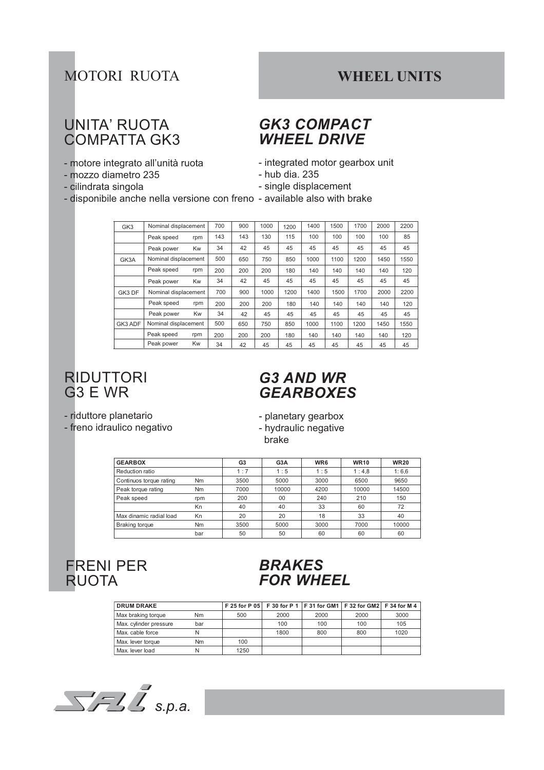# MOTORI RUOTA

# WHEEL UNITS

## UNITA' RUOTA COMPATTA GK3

- motore integrato all'unità ruota
- mozzo diametro 235
- cilindrata singola
- disponibile anche nella versione con freno

## *GK3 COMPACT WHEEL DRIVE*

- integrated motor gearbox unit
- hub dia. 235
- single displacement
- available also with brake

| | | | | | | | | | | | |
|---|---|---|---|---|---|---|---|---|---|---|---|
| GK3 | Nominal displacement | | 700 | 900 | 1000 | 1200 | 1400 | 1500 | 1700 | 2000 | 2200 |
| | Peak speed | rpm | 143 | 143 | 130 | 115 | 100 | 100 | 100 | 100 | 85 |
| | Peak power | Kw | 34 | 42 | 45 | 45 | 45 | 45 | 45 | 45 | 45 |
| GK3A | Nominal displacement | | 500 | 650 | 750 | 850 | 1000 | 1100 | 1200 | 1450 | 1550 |
| | Peak speed | rpm | 200 | 200 | 200 | 180 | 140 | 140 | 140 | 140 | 120 |
| | Peak power | Kw | 34 | 42 | 45 | 45 | 45 | 45 | 45 | 45 | 45 |
| GK3 DF | Nominal displacement | | 700 | 900 | 1000 | 1200 | 1400 | 1500 | 1700 | 2000 | 2200 |
| | Peak speed | rpm | 200 | 200 | 200 | 180 | 140 | 140 | 140 | 140 | 120 |
| | Peak power | Kw | 34 | 42 | 45 | 45 | 45 | 45 | 45 | 45 | 45 |
| GK3 ADF | Nominal displacement | | 500 | 650 | 750 | 850 | 1000 | 1100 | 1200 | 1450 | 1550 |
| | Peak speed | rpm | 200 | 200 | 200 | 180 | 140 | 140 | 140 | 140 | 120 |
| | Peak power | Kw | 34 | 42 | 45 | 45 | 45 | 45 | 45 | 45 | 45 |

## RIDUTTORI G3 E WR

- riduttore planetario
- freno idraulico negativo

## *G3 AND WR GEARBOXES*

- planetary gearbox
- hydraulic negative brake

| GEARBOX | | G3 | G3A | WR6 | WR10 | WR20 |
|---|---|---|---|---|---|---|
| Reduction ratio | | 1 : 7 | 1 : 5 | 1 : 5 | 1 : 4,8 | 1: 6,6 |
| Continuos torque rating | Nm | 3500 | 5000 | 3000 | 6500 | 9650 |
| Peak torque rating | Nm | 7000 | 10000 | 4200 | 10000 | 14500 |
| Peak speed | rpm | 200 | 00 | 240 | 210 | 150 |
| | Kn | 40 | 40 | 33 | 60 | 72 |
| Max dinamic radial load | Kn | 20 | 20 | 18 | 33 | 40 |
| Braking torque | Nm | 3500 | 5000 | 3000 | 7000 | 10000 |
| | bar | 50 | 50 | 60 | 60 | 60 |

## FRENI PER RUOTA

## *BRAKES FOR WHEEL*

| DRUM DRAKE | | F 25 for P 05 | F 30 for P 1 | F 31 for GM1 | F 32 for GM2 | F 34 for M 4 |
|---|---|---|---|---|---|---|
| Max braking torque | Nm | 500 | 2000 | 2000 | 2000 | 3000 |
| Max. cylinder pressure | bar | | 100 | 100 | 100 | 105 |
| Max. cable force | N | | 1800 | 800 | 800 | 1020 |
| Max. lever torque | Nm | 100 | | | | |
| Max. lever load | N | 1250 | | | | |

SAI s.p.a.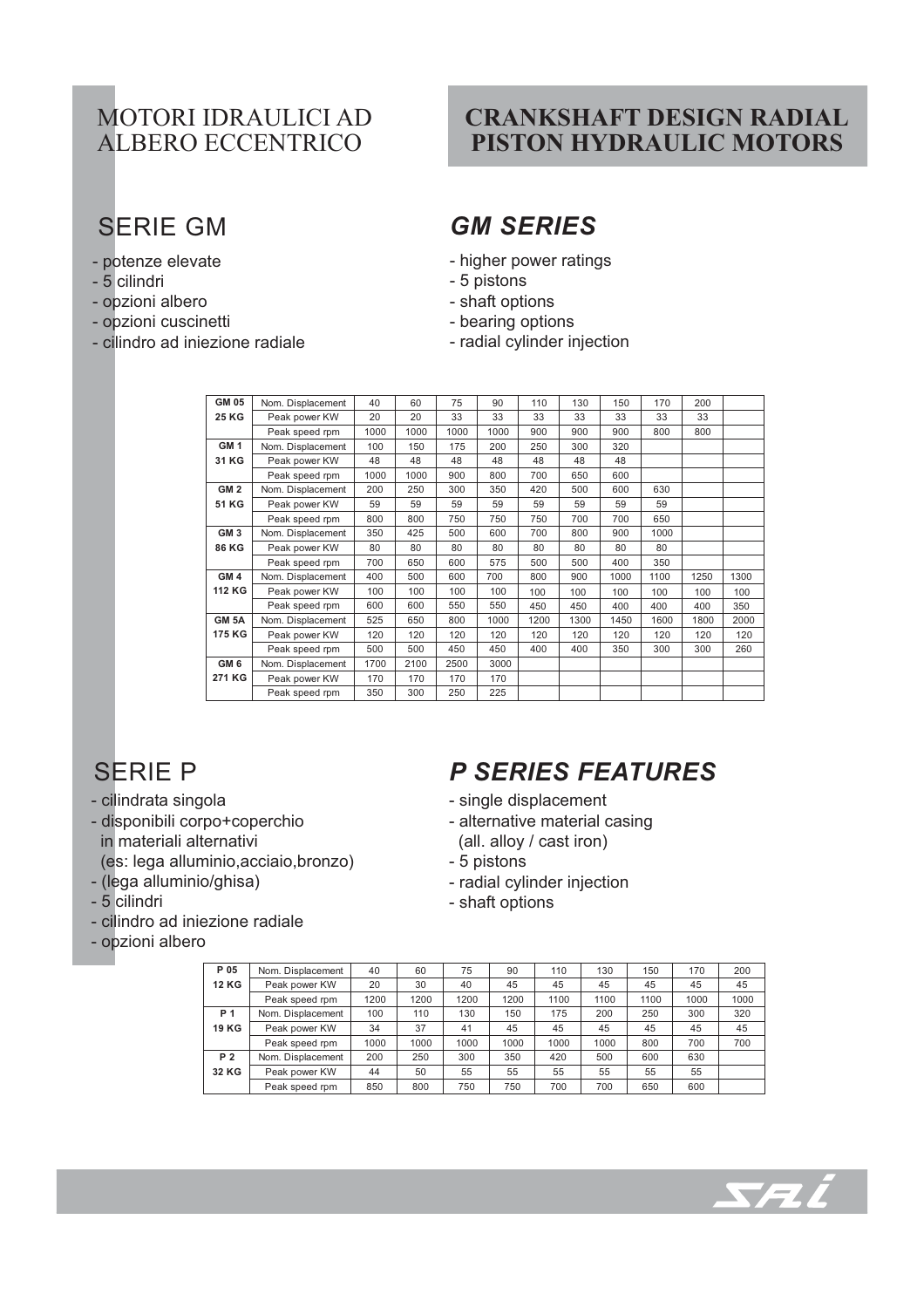# MOTORI IDRAULICI AD ALBERO ECCENTRICO

# CRANKSHAFT DESIGN RADIAL PISTON HYDRAULIC MOTORS

## SERIE GM

- potenze elevate
- 5 cilindri
- opzioni albero
- opzioni cuscinetti
- cilindro ad iniezione radiale

## *GM SERIES*

- higher power ratings
- 5 pistons
- shaft options
- bearing options
- radial cylinder injection

| | | | | | | | | | | | |
|---|---|---|---|---|---|---|---|---|---|---|---|
| **GM 05** | Nom. Displacement | 40 | 60 | 75 | 90 | 110 | 130 | 150 | 170 | 200 | |
| **25 KG** | Peak power KW | 20 | 20 | 33 | 33 | 33 | 33 | 33 | 33 | 33 | |
| | Peak speed rpm | 1000 | 1000 | 1000 | 1000 | 900 | 900 | 900 | 800 | 800 | |
| **GM 1** | Nom. Displacement | 100 | 150 | 175 | 200 | 250 | 300 | 320 | | | |
| **31 KG** | Peak power KW | 48 | 48 | 48 | 48 | 48 | 48 | 48 | | | |
| | Peak speed rpm | 1000 | 1000 | 900 | 800 | 700 | 650 | 600 | | | |
| **GM 2** | Nom. Displacement | 200 | 250 | 300 | 350 | 420 | 500 | 600 | 630 | | |
| **51 KG** | Peak power KW | 59 | 59 | 59 | 59 | 59 | 59 | 59 | 59 | | |
| | Peak speed rpm | 800 | 800 | 750 | 750 | 750 | 700 | 700 | 650 | | |
| **GM 3** | Nom. Displacement | 350 | 425 | 500 | 600 | 700 | 800 | 900 | 1000 | | |
| **86 KG** | Peak power KW | 80 | 80 | 80 | 80 | 80 | 80 | 80 | 80 | | |
| | Peak speed rpm | 700 | 650 | 600 | 575 | 500 | 500 | 400 | 350 | | |
| **GM 4** | Nom. Displacement | 400 | 500 | 600 | 700 | 800 | 900 | 1000 | 1100 | 1250 | 1300 |
| **112 KG** | Peak power KW | 100 | 100 | 100 | 100 | 100 | 100 | 100 | 100 | 100 | 100 |
| | Peak speed rpm | 600 | 600 | 550 | 550 | 450 | 450 | 400 | 400 | 400 | 350 |
| **GM 5A** | Nom. Displacement | 525 | 650 | 800 | 1000 | 1200 | 1300 | 1450 | 1600 | 1800 | 2000 |
| **175 KG** | Peak power KW | 120 | 120 | 120 | 120 | 120 | 120 | 120 | 120 | 120 | 120 |
| | Peak speed rpm | 500 | 500 | 450 | 450 | 400 | 400 | 350 | 300 | 300 | 260 |
| **GM 6** | Nom. Displacement | 1700 | 2100 | 2500 | 3000 | | | | | | |
| **271 KG** | Peak power KW | 170 | 170 | 170 | 170 | | | | | | |
| | Peak speed rpm | 350 | 300 | 250 | 225 | | | | | | |

## SERIE P

- cilindrata singola
- disponibili corpo+coperchio in materiali alternativi (es: lega alluminio,acciaio,bronzo)
- (lega alluminio/ghisa)
- 5 cilindri
- cilindro ad iniezione radiale
- opzioni albero

## *P SERIES FEATURES*

- single displacement
- alternative material casing (all. alloy / cast iron)
- 5 pistons
- radial cylinder injection
- shaft options

| | | | | | | | | | | |
|---|---|---|---|---|---|---|---|---|---|---|
| **P 05** | Nom. Displacement | 40 | 60 | 75 | 90 | 110 | 130 | 150 | 170 | 200 |
| **12 KG** | Peak power KW | 20 | 30 | 40 | 45 | 45 | 45 | 45 | 45 | 45 |
| | Peak speed rpm | 1200 | 1200 | 1200 | 1200 | 1100 | 1100 | 1100 | 1000 | 1000 |
| **P 1** | Nom. Displacement | 100 | 110 | 130 | 150 | 175 | 200 | 250 | 300 | 320 |
| **19 KG** | Peak power KW | 34 | 37 | 41 | 45 | 45 | 45 | 45 | 45 | 45 |
| | Peak speed rpm | 1000 | 1000 | 1000 | 1000 | 1000 | 1000 | 800 | 700 | 700 |
| **P 2** | Nom. Displacement | 200 | 250 | 300 | 350 | 420 | 500 | 600 | 630 | |
| **32 KG** | Peak power KW | 44 | 50 | 55 | 55 | 55 | 55 | 55 | 55 | |
| | Peak speed rpm | 850 | 800 | 750 | 750 | 700 | 700 | 650 | 600 | |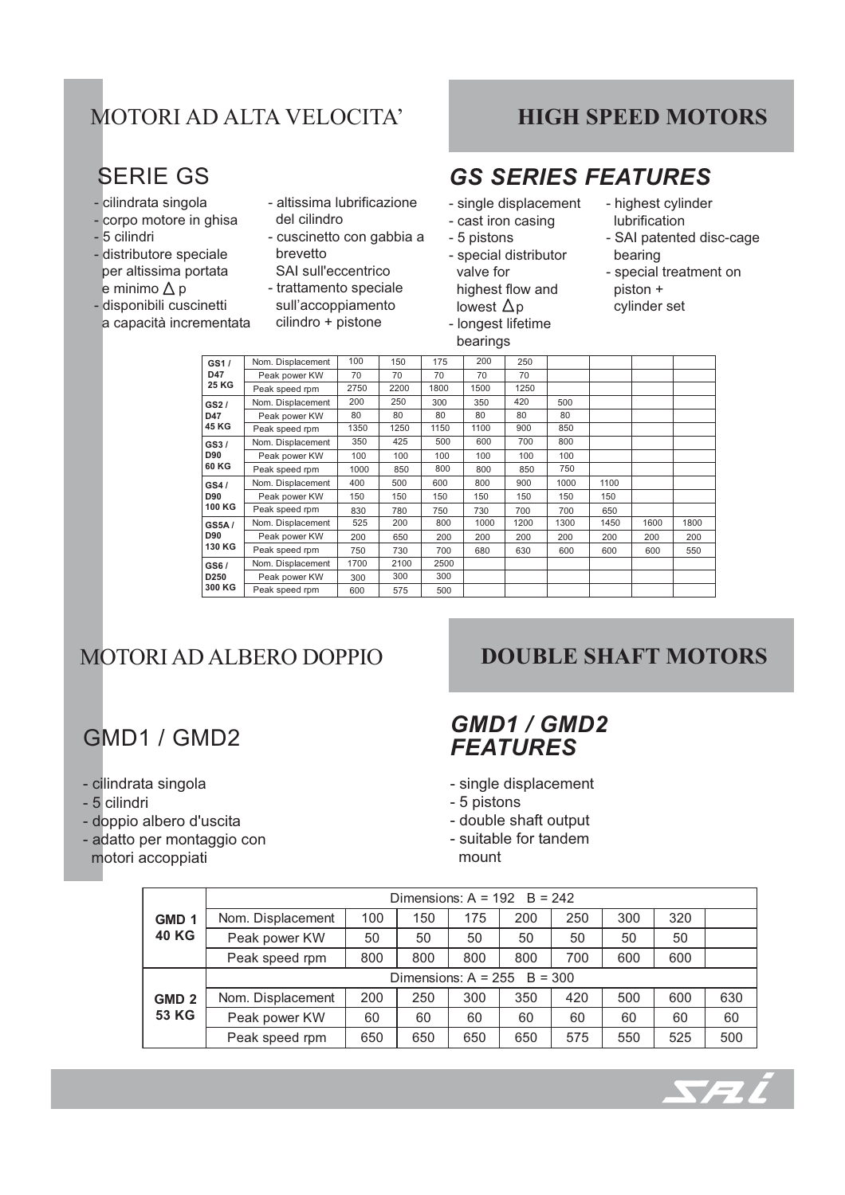# MOTORI AD ALTA VELOCITA'

# HIGH SPEED MOTORS

## SERIE GS

- cilindrata singola
- corpo motore in ghisa
- 5 cilindri
- distributore speciale per altissima portata e minimo $\Delta$ p
- disponibili cuscinetti a capacità incrementata
- altissima lubrificazione del cilindro
- cuscinetto con gabbia a brevetto SAI sull'eccentrico
- trattamento speciale sull'accoppiamento cilindro + pistone

## *GS SERIES FEATURES*

- single displacement
- cast iron casing
- 5 pistons
- special distributor valve for highest flow and lowest $\Delta$p
- longest lifetime bearings
- highest cylinder lubrification
- SAI patented disc-cage bearing
- special treatment on piston + cylinder set

| | | | | | | | | | | |
|---|---|---|---|---|---|---|---|---|---|---|
| **GS1 / D47 25 KG** | Nom. Displacement | 100 | 150 | 175 | 200 | 250 | | | | |
| | Peak power KW | 70 | 70 | 70 | 70 | 70 | | | | |
| | Peak speed rpm | 2750 | 2200 | 1800 | 1500 | 1250 | | | | |
| **GS2 / D47 45 KG** | Nom. Displacement | 200 | 250 | 300 | 350 | 420 | 500 | | | |
| | Peak power KW | 80 | 80 | 80 | 80 | 80 | 80 | | | |
| | Peak speed rpm | 1350 | 1250 | 1150 | 1100 | 900 | 850 | | | |
| **GS3 / D90 60 KG** | Nom. Displacement | 350 | 425 | 500 | 600 | 700 | 800 | | | |
| | Peak power KW | 100 | 100 | 100 | 100 | 100 | 100 | | | |
| | Peak speed rpm | 1000 | 850 | 800 | 800 | 850 | 750 | | | |
| **GS4 / D90 100 KG** | Nom. Displacement | 400 | 500 | 600 | 800 | 900 | 1000 | 1100 | | |
| | Peak power KW | 150 | 150 | 150 | 150 | 150 | 150 | 150 | | |
| | Peak speed rpm | 830 | 780 | 750 | 730 | 700 | 700 | 650 | | |
| **GS5A / D90 130 KG** | Nom. Displacement | 525 | 200 | 800 | 1000 | 1200 | 1300 | 1450 | 1600 | 1800 |
| | Peak power KW | 200 | 650 | 200 | 200 | 200 | 200 | 200 | 200 | 200 |
| | Peak speed rpm | 750 | 730 | 700 | 680 | 630 | 600 | 600 | 600 | 550 |
| **GS6 / D250 300 KG** | Nom. Displacement | 1700 | 2100 | 2500 | | | | | | |
| | Peak power KW | 300 | 300 | 300 | | | | | | |
| | Peak speed rpm | 600 | 575 | 500 | | | | | | |

# MOTORI AD ALBERO DOPPIO

# DOUBLE SHAFT MOTORS

## GMD1 / GMD2

- cilindrata singola
- 5 cilindri
- doppio albero d'uscita
- adatto per montaggio con motori accoppiati

## *GMD1 / GMD2 FEATURES*

- single displacement
- 5 pistons
- double shaft output
- suitable for tandem mount

| | | | | | | | | | |
|---|---|---|---|---|---|---|---|---|---|
| **GMD 1 40 KG** | Dimensions: A = 192 B = 242 | | | | | | | | |
| | Nom. Displacement | 100 | 150 | 175 | 200 | 250 | 300 | 320 | |
| | Peak power KW | 50 | 50 | 50 | 50 | 50 | 50 | 50 | |
| | Peak speed rpm | 800 | 800 | 800 | 800 | 700 | 600 | 600 | |
| **GMD 2 53 KG** | Dimensions: A = 255 B = 300 | | | | | | | | |
| | Nom. Displacement | 200 | 250 | 300 | 350 | 420 | 500 | 600 | 630 |
| | Peak power KW | 60 | 60 | 60 | 60 | 60 | 60 | 60 | 60 |
| | Peak speed rpm | 650 | 650 | 650 | 650 | 575 | 550 | 525 | 500 |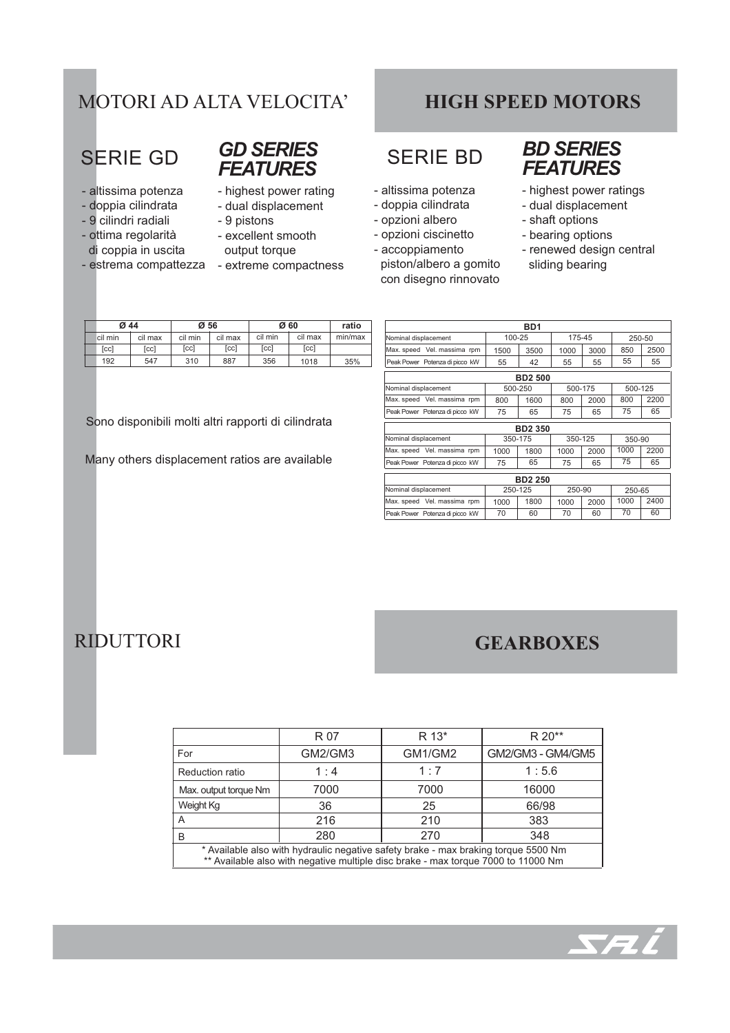# MOTORI AD ALTA VELOCITA'

# HIGH SPEED MOTORS

## SERIE GD

- altissima potenza
- doppia cilindrata
- 9 cilindri radiali
- ottima regolarità di coppia in uscita
- estrema compattezza

## *GD SERIES FEATURES*

- highest power rating
- dual displacement
- 9 pistons
- excellent smooth output torque
- extreme compactness

| Ø 44 | | Ø 56 | | Ø 60 | | ratio |
|---|---|---|---|---|---|---|
| cil min | cil max | cil min | cil max | cil min | cil max | min/max |
| [cc] | [cc] | [cc] | [cc] | [cc] | [cc] | |
| 192 | 547 | 310 | 887 | 356 | 1018 | 35% |

Sono disponibili molti altri rapporti di cilindrata

Many others displacement ratios are available

## SERIE BD

- altissima potenza
- doppia cilindrata
- opzioni albero
- opzioni ciscinetto
- accoppiamento piston/albero a gomito con disegno rinnovato

## *BD SERIES FEATURES*

- highest power ratings
- dual displacement
- shaft options
- bearing options
- renewed design central sliding bearing

| BD1 | | | | | | |
|---|---|---|---|---|---|---|
| Nominal displacement | 100-25 | | 175-45 | | 250-50 | |
| Max. speed Vel. massima rpm | 1500 | 3500 | 1000 | 3000 | 850 | 2500 |
| Peak Power Potenza di picco kW | 55 | 42 | 55 | 55 | 55 | 55 |

| BD2 500 | | | | | | |
|---|---|---|---|---|---|---|
| Nominal displacement | 500-250 | | 500-175 | | 500-125 | |
| Max. speed Vel. massima rpm | 800 | 1600 | 800 | 2000 | 800 | 2200 |
| Peak Power Potenza di picco kW | 75 | 65 | 75 | 65 | 75 | 65 |

| BD2 350 | | | | | | |
|---|---|---|---|---|---|---|
| Nominal displacement | 350-175 | | 350-125 | | 350-90 | |
| Max. speed Vel. massima rpm | 1000 | 1800 | 1000 | 2000 | 1000 | 2200 |
| Peak Power Potenza di picco kW | 75 | 65 | 75 | 65 | 75 | 65 |

| BD2 250 | | | | | | |
|---|---|---|---|---|---|---|
| Nominal displacement | 250-125 | | 250-90 | | 250-65 | |
| Max. speed Vel. massima rpm | 1000 | 1800 | 1000 | 2000 | 1000 | 2400 |
| Peak Power Potenza di picco kW | 70 | 60 | 70 | 60 | 70 | 60 |

# RIDUTTORI

# GEARBOXES

| | R 07 | R 13* | R 20** |
|---|---|---|---|
| For | GM2/GM3 | GM1/GM2 | GM2/GM3 - GM4/GM5 |
| Reduction ratio | 1 : 4 | 1 : 7 | 1 : 5.6 |
| Max. output torque Nm | 7000 | 7000 | 16000 |
| Weight Kg | 36 | 25 | 66/98 |
| A | 216 | 210 | 383 |
| B | 280 | 270 | 348 |

\* Available also with hydraulic negative safety brake - max braking torque 5500 Nm
\** Available also with negative multiple disc brake - max torque 7000 to 11000 Nm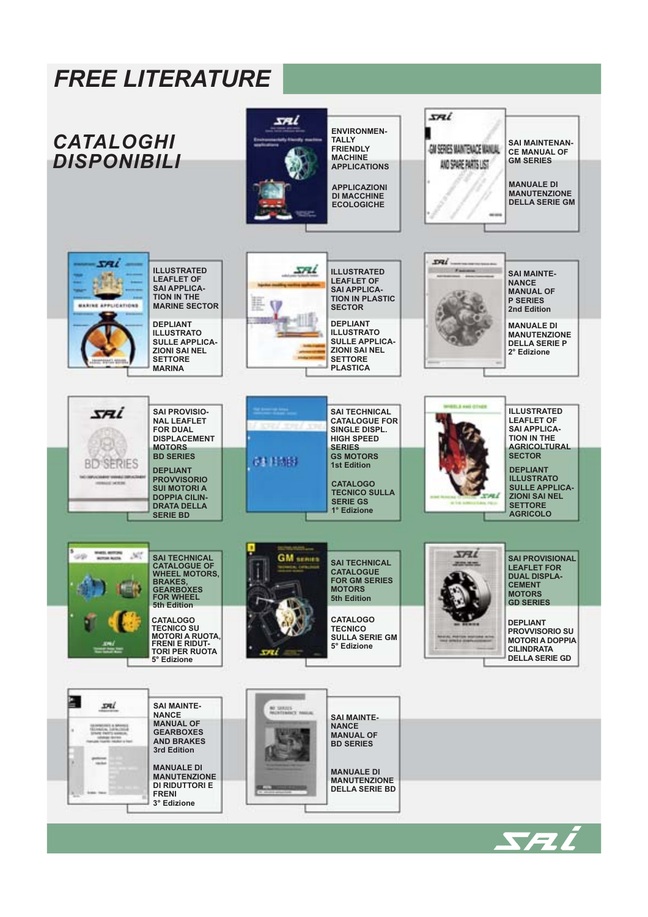# FREE LITERATURE

## CATALOGHI DISPONIBILI

**ENVIRONMENTALLY FRIENDLY MACHINE APPLICATIONS**

**APPLICAZIONI DI MACCHINE ECOLOGICHE**

**SAI MAINTENANCE MANUAL OF GM SERIES**

**MANUALE DI MANUTENZIONE DELLA SERIE GM**

**ILLUSTRATED LEAFLET OF SAI APPLICATION IN THE MARINE SECTOR**

**DEPLIANT ILLUSTRATO SULLE APPLICAZIONI SAI NEL SETTORE MARINA**

**ILLUSTRATED LEAFLET OF SAI APPLICATION IN PLASTIC SECTOR**

**DEPLIANT ILLUSTRATO SULLE APPLICAZIONI SAI NEL SETTORE PLASTICA**

**SAI MAINTENANCE MANUAL OF P SERIES 2nd Edition**

**MANUALE DI MANUTENZIONE DELLA SERIE P 2° Edizione**

**SAI PROVISIONAL LEAFLET FOR DUAL DISPLACEMENT MOTORS BD SERIES**

**DEPLIANT PROVVISORIO SUI MOTORI A DOPPIA CILINDRATA DELLA SERIE BD**

**SAI TECHNICAL CATALOGUE FOR SINGLE DISPL. HIGH SPEED SERIES GS MOTORS 1st Edition**

**CATALOGO TECNICO SULLA SERIE GS 1° Edizione**

**ILLUSTRATED LEAFLET OF SAI APPLICATION IN THE AGRICOLTURAL SECTOR**

**DEPLIANT ILLUSTRATO SULLE APPLICAZIONI SAI NEL SETTORE AGRICOLO**

**SAI TECHNICAL CATALOGUE OF WHEEL MOTORS, BRAKES, GEARBOXES FOR WHEEL 5th Edition**

**CATALOGO TECNICO SU MOTORI A RUOTA, FRENI E RIDUTTORI PER RUOTA 5° Edizione**

**SAI TECHNICAL CATALOGUE FOR GM SERIES MOTORS 5th Edition**

**CATALOGO TECNICO SULLA SERIE GM 5° Edizione**

**SAI PROVISIONAL LEAFLET FOR DUAL DISPLACEMENT MOTORS GD SERIES**

**DEPLIANT PROVVISORIO SU MOTORI A DOPPIA CILINDRATA DELLA SERIE GD**

**SAI MAINTENANCE MANUAL OF GEARBOXES AND BRAKES 3rd Edition**

**MANUALE DI MANUTENZIONE DI RIDUTTORI E FRENI 3° Edizione**

**SAI MAINTENANCE MANUAL OF BD SERIES**

**MANUALE DI MANUTENZIONE DELLA SERIE BD**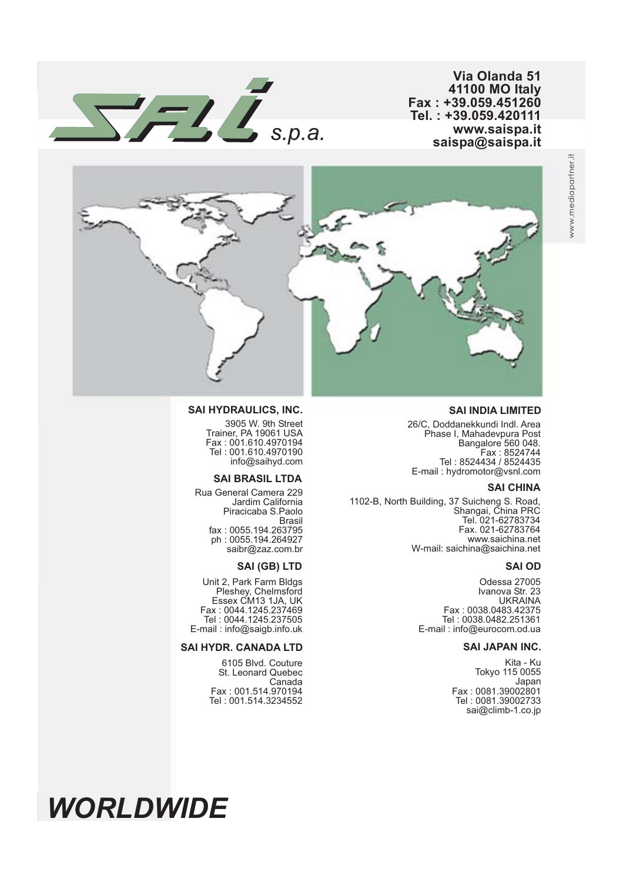SAI s.p.a.

Via Olanda 51
41100 MO Italy
Fax : +39.059.451260
Tel. : +39.059.420111
www.saispa.it
saispa@saispa.it

www.mediapartner.it

### SAI HYDRAULICS, INC.

3905 W. 9th Street
Trainer, PA 19061 USA
Fax : 001.610.4970194
Tel : 001.610.4970190
info@saihyd.com

### SAI BRASIL LTDA

Rua General Camera 229
Jardim California
Piracicaba S.Paolo
Brasil
fax : 0055.194.263795
ph : 0055.194.264927
saibr@zaz.com.br

### SAI (GB) LTD

Unit 2, Park Farm Bldgs
Pleshey, Chelmsford
Essex CM13 1JA, UK
Fax : 0044.1245.237469
Tel : 0044.1245.237505
E-mail : info@saigb.info.uk

### SAI HYDR. CANADA LTD

6105 Blvd. Couture
St. Leonard Quebec
Canada
Fax : 001.514.970194
Tel : 001.514.3234552

### SAI INDIA LIMITED

26/C, Doddanekkundi Indl. Area
Phase I, Mahadevpura Post
Bangalore 560 048.
Fax : 8524744
Tel : 8524434 / 8524435
E-mail : hydromotor@vsnl.com

### SAI CHINA

1102-B, North Building, 37 Suicheng S. Road,
Shangai, China PRC
Tel. 021-62783734
Fax. 021-62783764
www.saichina.net
W-mail: saichina@saichina.net

### SAI OD

Odessa 27005
Ivanova Str. 23
UKRAINA
Fax : 0038.0483.42375
Tel : 0038.0482.251361
E-mail : info@eurocom.od.ua

### SAI JAPAN INC.

Kita - Ku
Tokyo 115 0055
Japan
Fax : 0081.39002801
Tel : 0081.39002733
sai@climb-1.co.jp

# *WORLDWIDE*